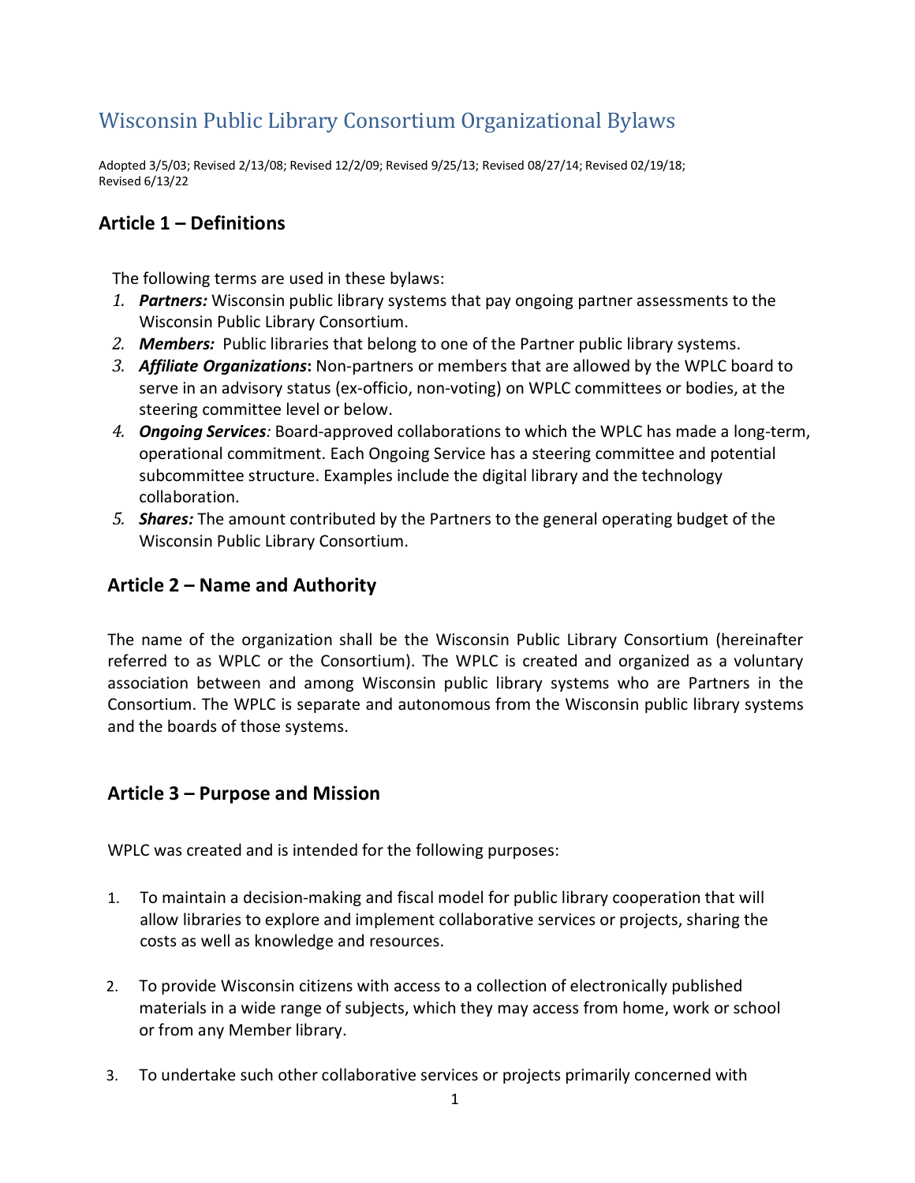# Wisconsin Public Library Consortium Organizational Bylaws

Adopted 3/5/03; Revised 2/13/08; Revised 12/2/09; Revised 9/25/13; Revised 08/27/14; Revised 02/19/18; Revised 6/13/22

## Article 1 – Definitions

The following terms are used in these bylaws:

1. ***Partners:*** Wisconsin public library systems that pay ongoing partner assessments to the Wisconsin Public Library Consortium.
2. ***Members:*** Public libraries that belong to one of the Partner public library systems.
3. ***Affiliate Organizations*:** Non-partners or members that are allowed by the WPLC board to serve in an advisory status (ex-officio, non-voting) on WPLC committees or bodies, at the steering committee level or below.
4. ***Ongoing Services****:* Board-approved collaborations to which the WPLC has made a long-term, operational commitment. Each Ongoing Service has a steering committee and potential subcommittee structure. Examples include the digital library and the technology collaboration.
5. ***Shares:*** The amount contributed by the Partners to the general operating budget of the Wisconsin Public Library Consortium.

## Article 2 – Name and Authority

The name of the organization shall be the Wisconsin Public Library Consortium (hereinafter referred to as WPLC or the Consortium). The WPLC is created and organized as a voluntary association between and among Wisconsin public library systems who are Partners in the Consortium. The WPLC is separate and autonomous from the Wisconsin public library systems and the boards of those systems.

## Article 3 – Purpose and Mission

WPLC was created and is intended for the following purposes:

1. To maintain a decision-making and fiscal model for public library cooperation that will allow libraries to explore and implement collaborative services or projects, sharing the costs as well as knowledge and resources.

2. To provide Wisconsin citizens with access to a collection of electronically published materials in a wide range of subjects, which they may access from home, work or school or from any Member library.

3. To undertake such other collaborative services or projects primarily concerned with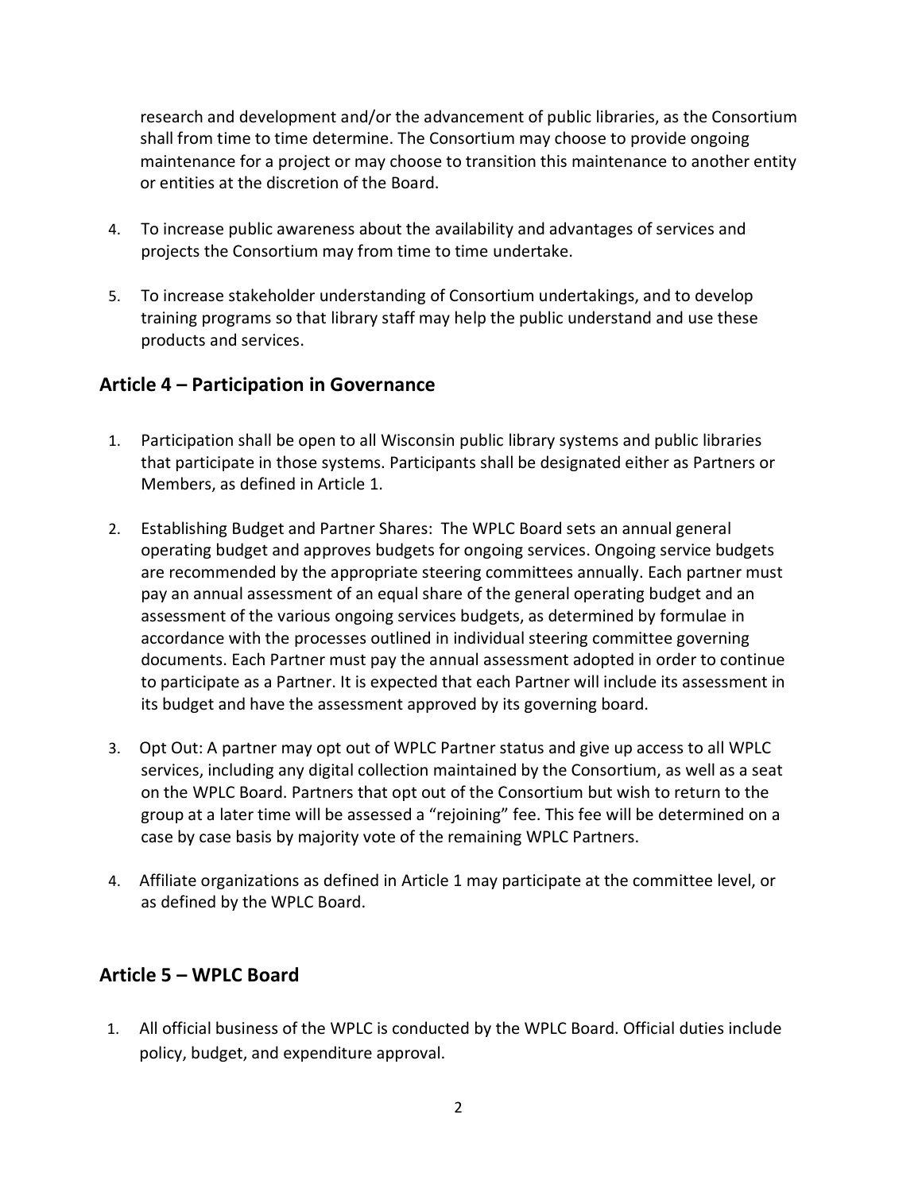research and development and/or the advancement of public libraries, as the Consortium shall from time to time determine. The Consortium may choose to provide ongoing maintenance for a project or may choose to transition this maintenance to another entity or entities at the discretion of the Board.

4. To increase public awareness about the availability and advantages of services and projects the Consortium may from time to time undertake.

5. To increase stakeholder understanding of Consortium undertakings, and to develop training programs so that library staff may help the public understand and use these products and services.

## Article 4 – Participation in Governance

1. Participation shall be open to all Wisconsin public library systems and public libraries that participate in those systems. Participants shall be designated either as Partners or Members, as defined in Article 1.

2. Establishing Budget and Partner Shares: The WPLC Board sets an annual general operating budget and approves budgets for ongoing services. Ongoing service budgets are recommended by the appropriate steering committees annually. Each partner must pay an annual assessment of an equal share of the general operating budget and an assessment of the various ongoing services budgets, as determined by formulae in accordance with the processes outlined in individual steering committee governing documents. Each Partner must pay the annual assessment adopted in order to continue to participate as a Partner. It is expected that each Partner will include its assessment in its budget and have the assessment approved by its governing board.

3. Opt Out: A partner may opt out of WPLC Partner status and give up access to all WPLC services, including any digital collection maintained by the Consortium, as well as a seat on the WPLC Board. Partners that opt out of the Consortium but wish to return to the group at a later time will be assessed a "rejoining" fee. This fee will be determined on a case by case basis by majority vote of the remaining WPLC Partners.

4. Affiliate organizations as defined in Article 1 may participate at the committee level, or as defined by the WPLC Board.

## Article 5 – WPLC Board

1. All official business of the WPLC is conducted by the WPLC Board. Official duties include policy, budget, and expenditure approval.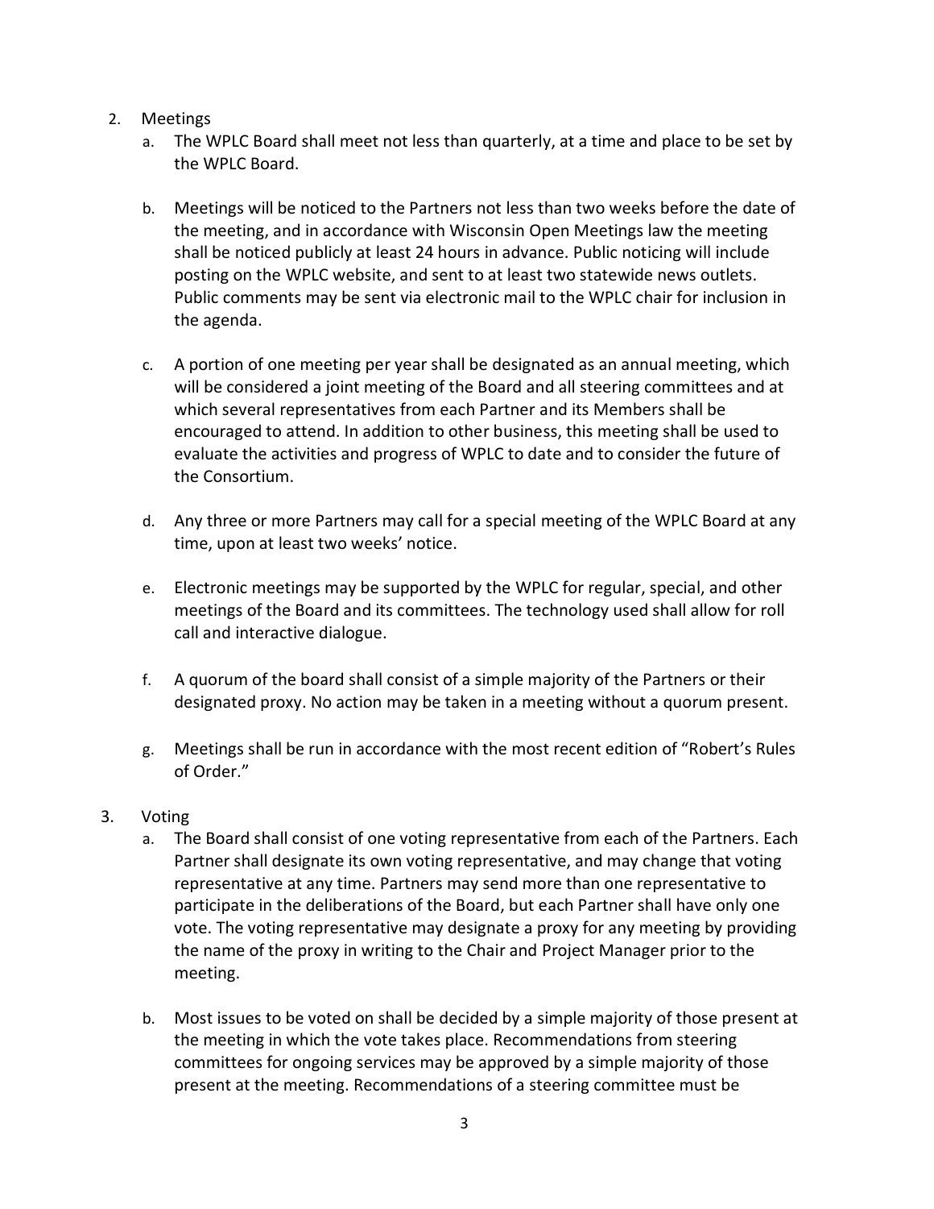2. Meetings
    a. The WPLC Board shall meet not less than quarterly, at a time and place to be set by the WPLC Board.

    b. Meetings will be noticed to the Partners not less than two weeks before the date of the meeting, and in accordance with Wisconsin Open Meetings law the meeting shall be noticed publicly at least 24 hours in advance. Public noticing will include posting on the WPLC website, and sent to at least two statewide news outlets. Public comments may be sent via electronic mail to the WPLC chair for inclusion in the agenda.

    c. A portion of one meeting per year shall be designated as an annual meeting, which will be considered a joint meeting of the Board and all steering committees and at which several representatives from each Partner and its Members shall be encouraged to attend. In addition to other business, this meeting shall be used to evaluate the activities and progress of WPLC to date and to consider the future of the Consortium.

    d. Any three or more Partners may call for a special meeting of the WPLC Board at any time, upon at least two weeks' notice.

    e. Electronic meetings may be supported by the WPLC for regular, special, and other meetings of the Board and its committees. The technology used shall allow for roll call and interactive dialogue.

    f. A quorum of the board shall consist of a simple majority of the Partners or their designated proxy. No action may be taken in a meeting without a quorum present.

    g. Meetings shall be run in accordance with the most recent edition of "Robert's Rules of Order."

3. Voting
    a. The Board shall consist of one voting representative from each of the Partners. Each Partner shall designate its own voting representative, and may change that voting representative at any time. Partners may send more than one representative to participate in the deliberations of the Board, but each Partner shall have only one vote. The voting representative may designate a proxy for any meeting by providing the name of the proxy in writing to the Chair and Project Manager prior to the meeting.

    b. Most issues to be voted on shall be decided by a simple majority of those present at the meeting in which the vote takes place. Recommendations from steering committees for ongoing services may be approved by a simple majority of those present at the meeting. Recommendations of a steering committee must be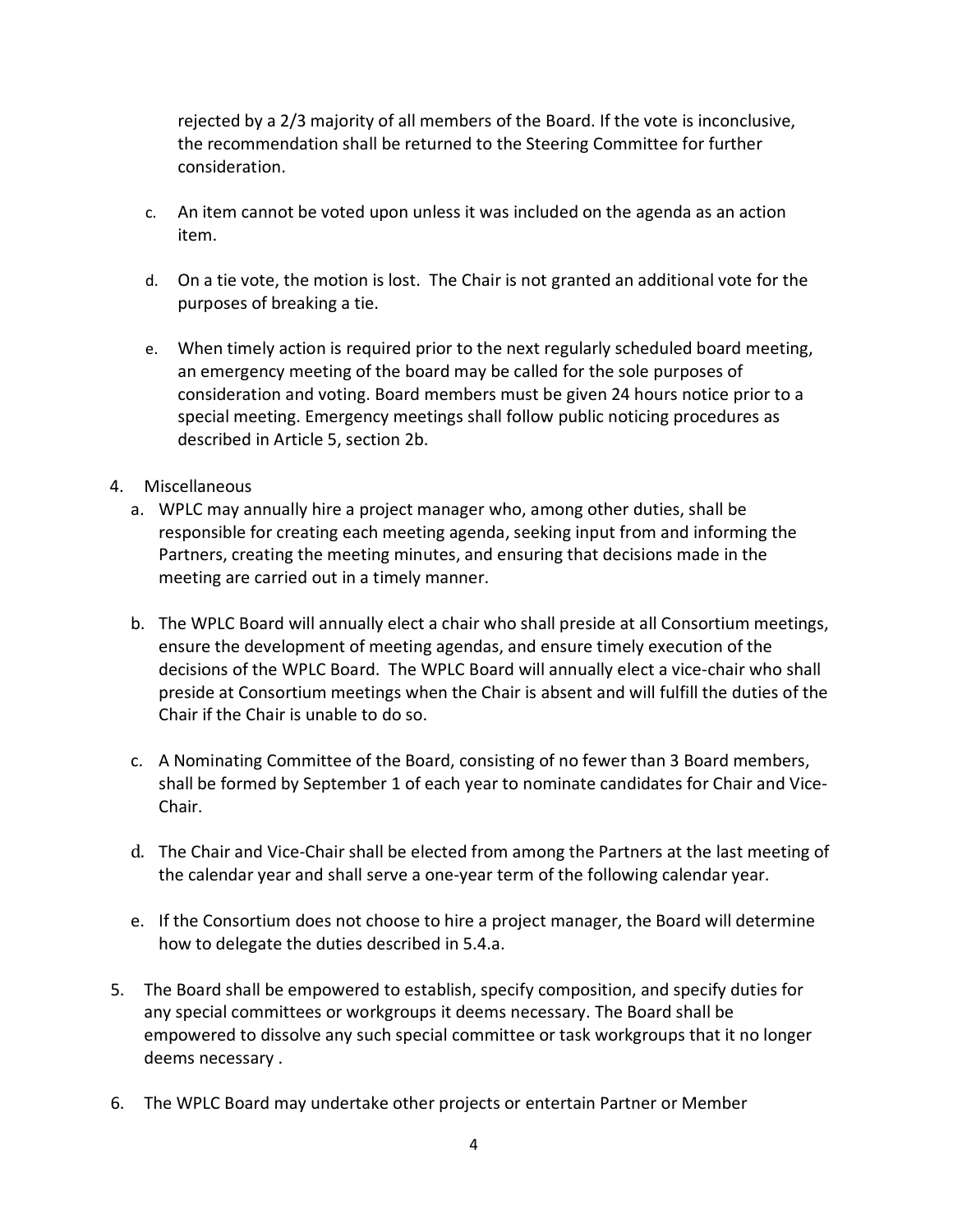rejected by a 2/3 majority of all members of the Board. If the vote is inconclusive, the recommendation shall be returned to the Steering Committee for further consideration.

c. An item cannot be voted upon unless it was included on the agenda as an action item.

d. On a tie vote, the motion is lost. The Chair is not granted an additional vote for the purposes of breaking a tie.

e. When timely action is required prior to the next regularly scheduled board meeting, an emergency meeting of the board may be called for the sole purposes of consideration and voting. Board members must be given 24 hours notice prior to a special meeting. Emergency meetings shall follow public noticing procedures as described in Article 5, section 2b.

4. Miscellaneous
   a. WPLC may annually hire a project manager who, among other duties, shall be responsible for creating each meeting agenda, seeking input from and informing the Partners, creating the meeting minutes, and ensuring that decisions made in the meeting are carried out in a timely manner.

   b. The WPLC Board will annually elect a chair who shall preside at all Consortium meetings, ensure the development of meeting agendas, and ensure timely execution of the decisions of the WPLC Board. The WPLC Board will annually elect a vice-chair who shall preside at Consortium meetings when the Chair is absent and will fulfill the duties of the Chair if the Chair is unable to do so.

   c. A Nominating Committee of the Board, consisting of no fewer than 3 Board members, shall be formed by September 1 of each year to nominate candidates for Chair and Vice-Chair.

   d. The Chair and Vice-Chair shall be elected from among the Partners at the last meeting of the calendar year and shall serve a one-year term of the following calendar year.

   e. If the Consortium does not choose to hire a project manager, the Board will determine how to delegate the duties described in 5.4.a.

5. The Board shall be empowered to establish, specify composition, and specify duties for any special committees or workgroups it deems necessary. The Board shall be empowered to dissolve any such special committee or task workgroups that it no longer deems necessary .

6. The WPLC Board may undertake other projects or entertain Partner or Member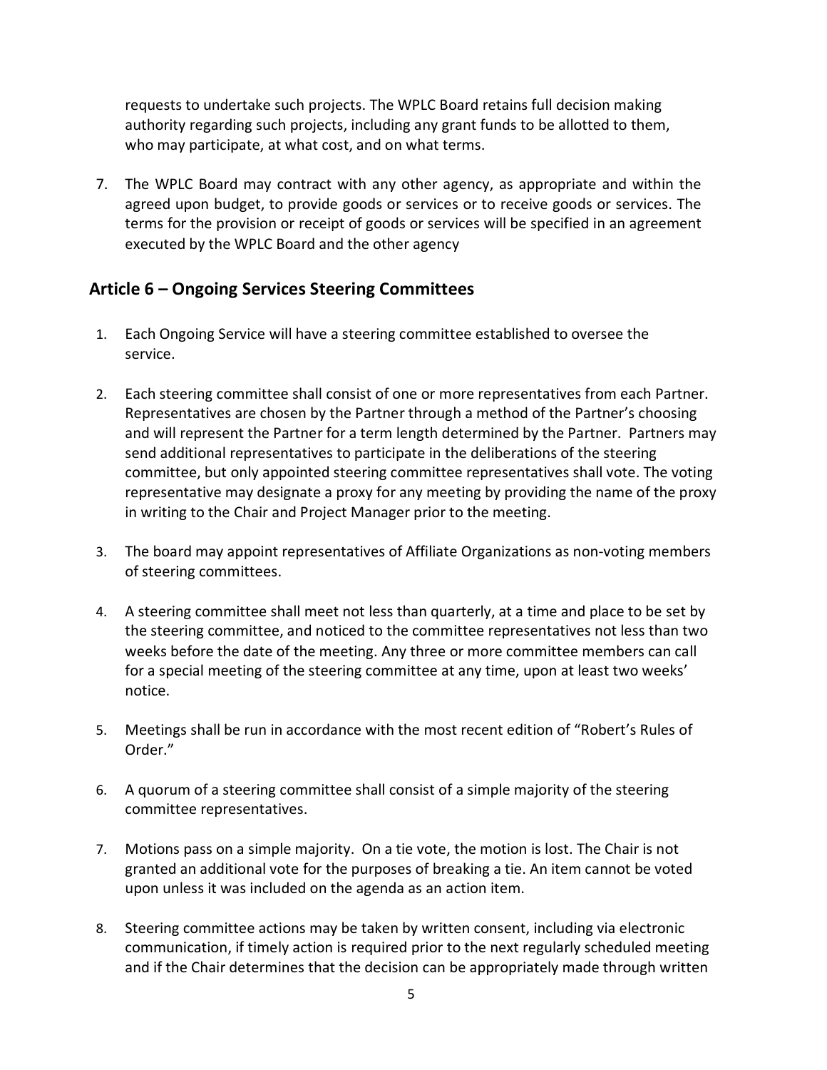requests to undertake such projects. The WPLC Board retains full decision making authority regarding such projects, including any grant funds to be allotted to them, who may participate, at what cost, and on what terms.

7. The WPLC Board may contract with any other agency, as appropriate and within the agreed upon budget, to provide goods or services or to receive goods or services. The terms for the provision or receipt of goods or services will be specified in an agreement executed by the WPLC Board and the other agency

## Article 6 – Ongoing Services Steering Committees

1. Each Ongoing Service will have a steering committee established to oversee the service.

2. Each steering committee shall consist of one or more representatives from each Partner. Representatives are chosen by the Partner through a method of the Partner's choosing and will represent the Partner for a term length determined by the Partner. Partners may send additional representatives to participate in the deliberations of the steering committee, but only appointed steering committee representatives shall vote. The voting representative may designate a proxy for any meeting by providing the name of the proxy in writing to the Chair and Project Manager prior to the meeting.

3. The board may appoint representatives of Affiliate Organizations as non-voting members of steering committees.

4. A steering committee shall meet not less than quarterly, at a time and place to be set by the steering committee, and noticed to the committee representatives not less than two weeks before the date of the meeting. Any three or more committee members can call for a special meeting of the steering committee at any time, upon at least two weeks' notice.

5. Meetings shall be run in accordance with the most recent edition of "Robert's Rules of Order."

6. A quorum of a steering committee shall consist of a simple majority of the steering committee representatives.

7. Motions pass on a simple majority. On a tie vote, the motion is lost. The Chair is not granted an additional vote for the purposes of breaking a tie. An item cannot be voted upon unless it was included on the agenda as an action item.

8. Steering committee actions may be taken by written consent, including via electronic communication, if timely action is required prior to the next regularly scheduled meeting and if the Chair determines that the decision can be appropriately made through written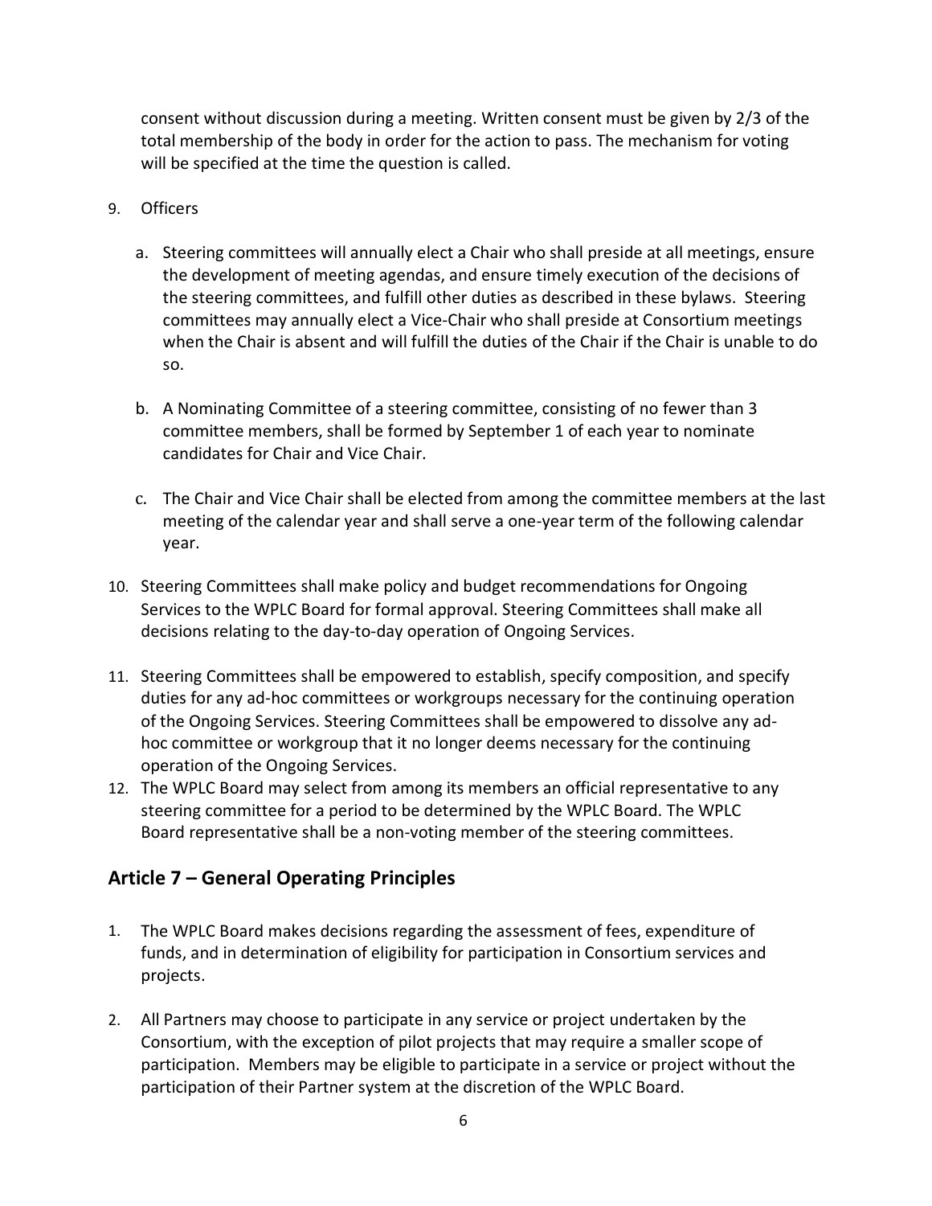consent without discussion during a meeting. Written consent must be given by 2/3 of the total membership of the body in order for the action to pass. The mechanism for voting will be specified at the time the question is called.

9. Officers

   a. Steering committees will annually elect a Chair who shall preside at all meetings, ensure the development of meeting agendas, and ensure timely execution of the decisions of the steering committees, and fulfill other duties as described in these bylaws. Steering committees may annually elect a Vice-Chair who shall preside at Consortium meetings when the Chair is absent and will fulfill the duties of the Chair if the Chair is unable to do so.

   b. A Nominating Committee of a steering committee, consisting of no fewer than 3 committee members, shall be formed by September 1 of each year to nominate candidates for Chair and Vice Chair.

   c. The Chair and Vice Chair shall be elected from among the committee members at the last meeting of the calendar year and shall serve a one-year term of the following calendar year.

10. Steering Committees shall make policy and budget recommendations for Ongoing Services to the WPLC Board for formal approval. Steering Committees shall make all decisions relating to the day-to-day operation of Ongoing Services.

11. Steering Committees shall be empowered to establish, specify composition, and specify duties for any ad-hoc committees or workgroups necessary for the continuing operation of the Ongoing Services. Steering Committees shall be empowered to dissolve any ad-hoc committee or workgroup that it no longer deems necessary for the continuing operation of the Ongoing Services.

12. The WPLC Board may select from among its members an official representative to any steering committee for a period to be determined by the WPLC Board. The WPLC Board representative shall be a non-voting member of the steering committees.

## Article 7 – General Operating Principles

1. The WPLC Board makes decisions regarding the assessment of fees, expenditure of funds, and in determination of eligibility for participation in Consortium services and projects.

2. All Partners may choose to participate in any service or project undertaken by the Consortium, with the exception of pilot projects that may require a smaller scope of participation. Members may be eligible to participate in a service or project without the participation of their Partner system at the discretion of the WPLC Board.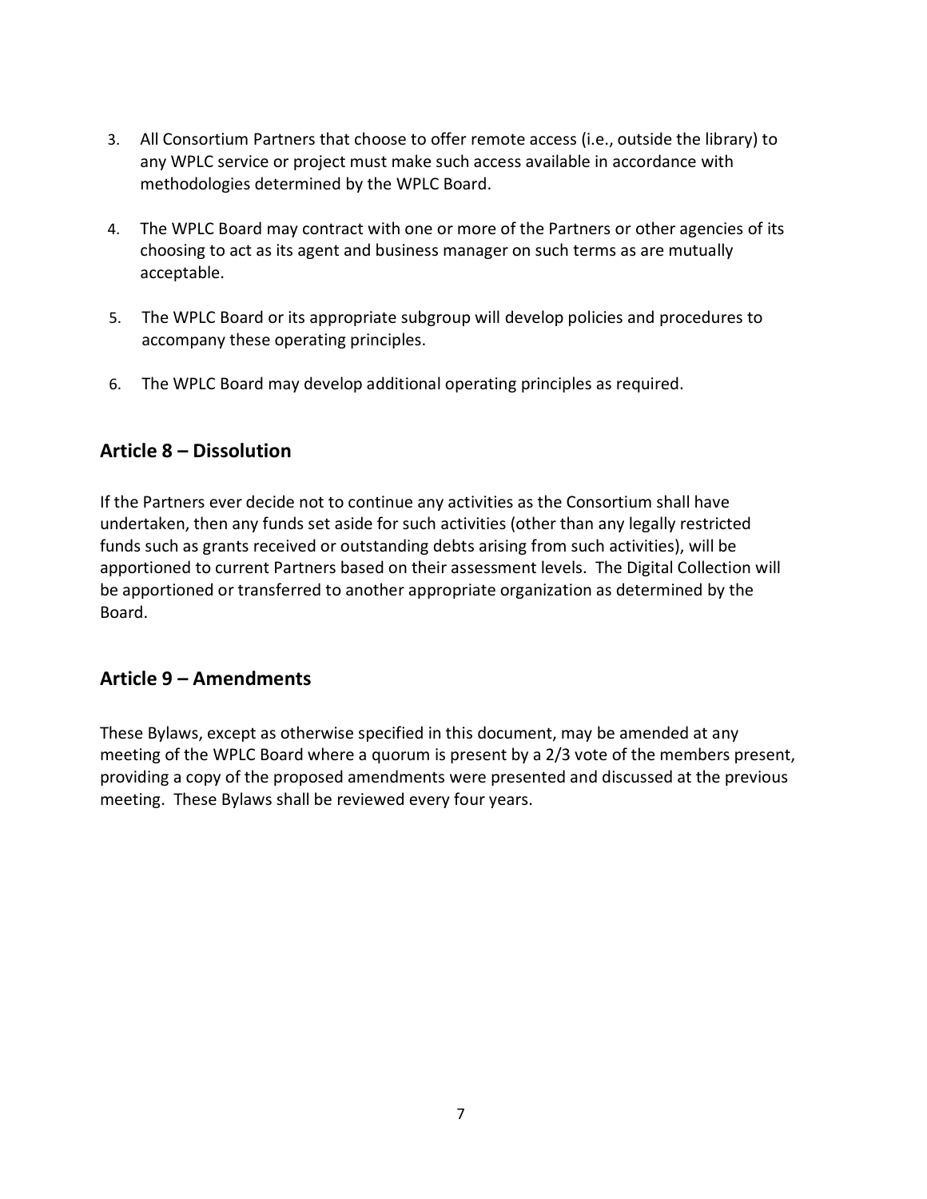3. All Consortium Partners that choose to offer remote access (i.e., outside the library) to any WPLC service or project must make such access available in accordance with methodologies determined by the WPLC Board.

4. The WPLC Board may contract with one or more of the Partners or other agencies of its choosing to act as its agent and business manager on such terms as are mutually acceptable.

5. The WPLC Board or its appropriate subgroup will develop policies and procedures to accompany these operating principles.

6. The WPLC Board may develop additional operating principles as required.

## Article 8 – Dissolution

If the Partners ever decide not to continue any activities as the Consortium shall have undertaken, then any funds set aside for such activities (other than any legally restricted funds such as grants received or outstanding debts arising from such activities), will be apportioned to current Partners based on their assessment levels. The Digital Collection will be apportioned or transferred to another appropriate organization as determined by the Board.

## Article 9 – Amendments

These Bylaws, except as otherwise specified in this document, may be amended at any meeting of the WPLC Board where a quorum is present by a 2/3 vote of the members present, providing a copy of the proposed amendments were presented and discussed at the previous meeting. These Bylaws shall be reviewed every four years.